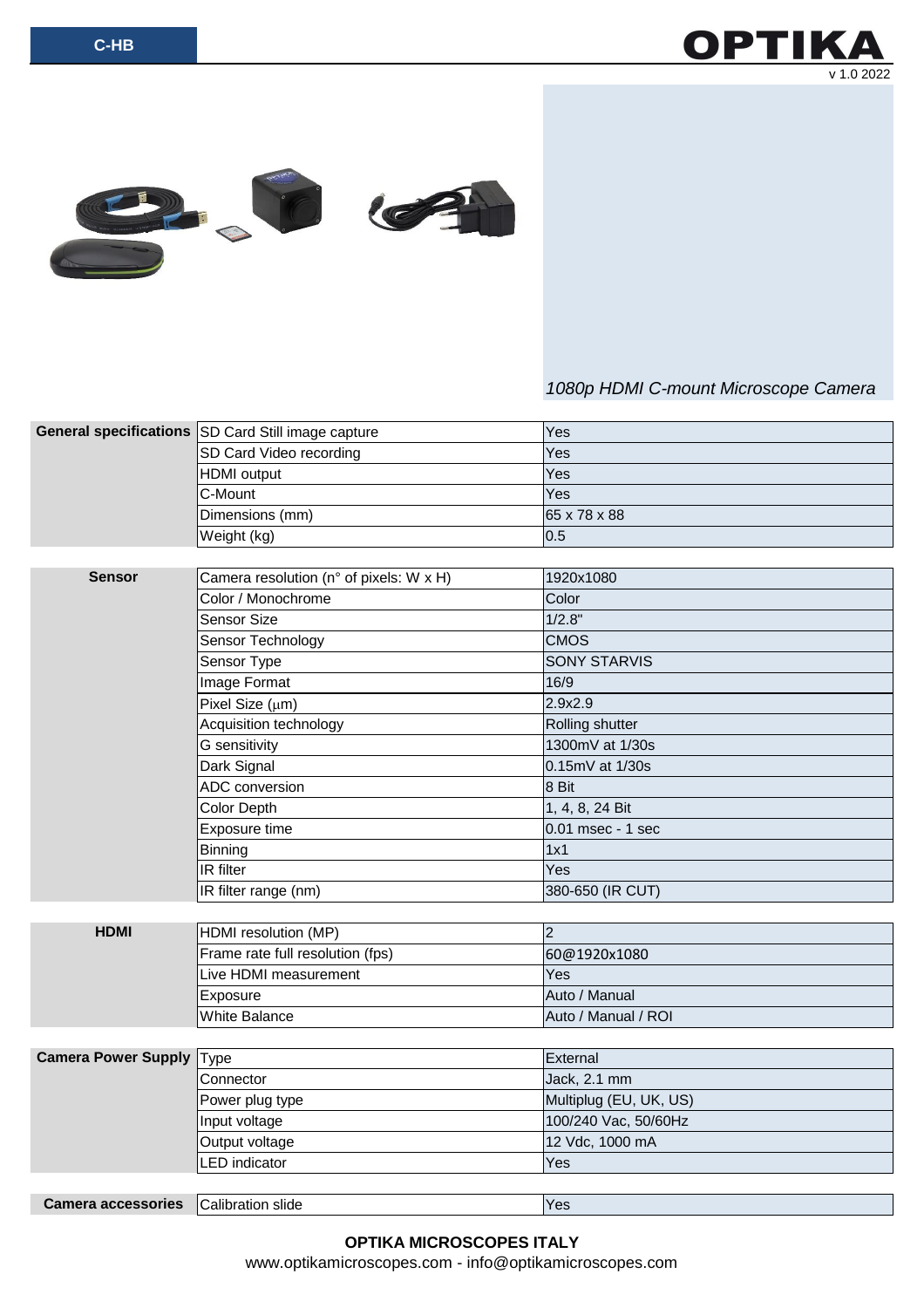C-HB

OPTIKA

v 1.0 2022

*1080p HDMI C-mount Microscope Camera*

| General specifications | | |
|---|---|---|
| | SD Card Still image capture | Yes |
| | SD Card Video recording | Yes |
| | HDMI output | Yes |
| | C-Mount | Yes |
| | Dimensions (mm) | 65 x 78 x 88 |
| | Weight (kg) | 0.5 |

| Sensor | | |
|---|---|---|
| | Camera resolution (n° of pixels: W x H) | 1920x1080 |
| | Color / Monochrome | Color |
| | Sensor Size | 1/2.8" |
| | Sensor Technology | CMOS |
| | Sensor Type | SONY STARVIS |
| | Image Format | 16/9 |
| | Pixel Size (μm) | 2.9x2.9 |
| | Acquisition technology | Rolling shutter |
| | G sensitivity | 1300mV at 1/30s |
| | Dark Signal | 0.15mV at 1/30s |
| | ADC conversion | 8 Bit |
| | Color Depth | 1, 4, 8, 24 Bit |
| | Exposure time | 0.01 msec - 1 sec |
| | Binning | 1x1 |
| | IR filter | Yes |
| | IR filter range (nm) | 380-650 (IR CUT) |

| HDMI | | |
|---|---|---|
| | HDMI resolution (MP) | 2 |
| | Frame rate full resolution (fps) | 60@1920x1080 |
| | Live HDMI measurement | Yes |
| | Exposure | Auto / Manual |
| | White Balance | Auto / Manual / ROI |

| Camera Power Supply | | |
|---|---|---|
| | Type | External |
| | Connector | Jack, 2.1 mm |
| | Power plug type | Multiplug (EU, UK, US) |
| | Input voltage | 100/240 Vac, 50/60Hz |
| | Output voltage | 12 Vdc, 1000 mA |
| | LED indicator | Yes |

| Camera accessories | | |
|---|---|---|
| | Calibration slide | Yes |

**OPTIKA MICROSCOPES ITALY**

www.optikamicroscopes.com - info@optikamicroscopes.com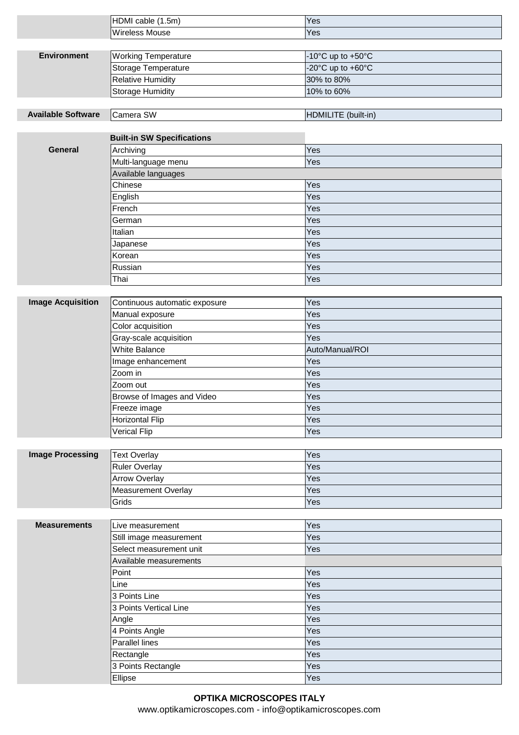| | | |
|---|---|---|
| | HDMI cable (1.5m) | Yes |
| | Wireless Mouse | Yes |

| | | |
|---|---|---|
| **Environment** | Working Temperature | -10°C up to +50°C |
| | Storage Temperature | -20°C up to +60°C |
| | Relative Humidity | 30% to 80% |
| | Storage Humidity | 10% to 60% |

| | | |
|---|---|---|
| **Available Software** | Camera SW | HDMILITE (built-in) |

| | **Built-in SW Specifications** | |
|---|---|---|
| **General** | Archiving | Yes |
| | Multi-language menu | Yes |
| | Available languages | |
| | Chinese | Yes |
| | English | Yes |
| | French | Yes |
| | German | Yes |
| | Italian | Yes |
| | Japanese | Yes |
| | Korean | Yes |
| | Russian | Yes |
| | Thai | Yes |

| | | |
|---|---|---|
| **Image Acquisition** | Continuous automatic exposure | Yes |
| | Manual exposure | Yes |
| | Color acquisition | Yes |
| | Gray-scale acquisition | Yes |
| | White Balance | Auto/Manual/ROI |
| | Image enhancement | Yes |
| | Zoom in | Yes |
| | Zoom out | Yes |
| | Browse of Images and Video | Yes |
| | Freeze image | Yes |
| | Horizontal Flip | Yes |
| | Verical Flip | Yes |

| | | |
|---|---|---|
| **Image Processing** | Text Overlay | Yes |
| | Ruler Overlay | Yes |
| | Arrow Overlay | Yes |
| | Measurement Overlay | Yes |
| | Grids | Yes |

| | | |
|---|---|---|
| **Measurements** | Live measurement | Yes |
| | Still image measurement | Yes |
| | Select measurement unit | Yes |
| | Available measurements | |
| | Point | Yes |
| | Line | Yes |
| | 3 Points Line | Yes |
| | 3 Points Vertical Line | Yes |
| | Angle | Yes |
| | 4 Points Angle | Yes |
| | Parallel lines | Yes |
| | Rectangle | Yes |
| | 3 Points Rectangle | Yes |
| | Ellipse | Yes |

**OPTIKA MICROSCOPES ITALY**
www.optikamicroscopes.com - info@optikamicroscopes.com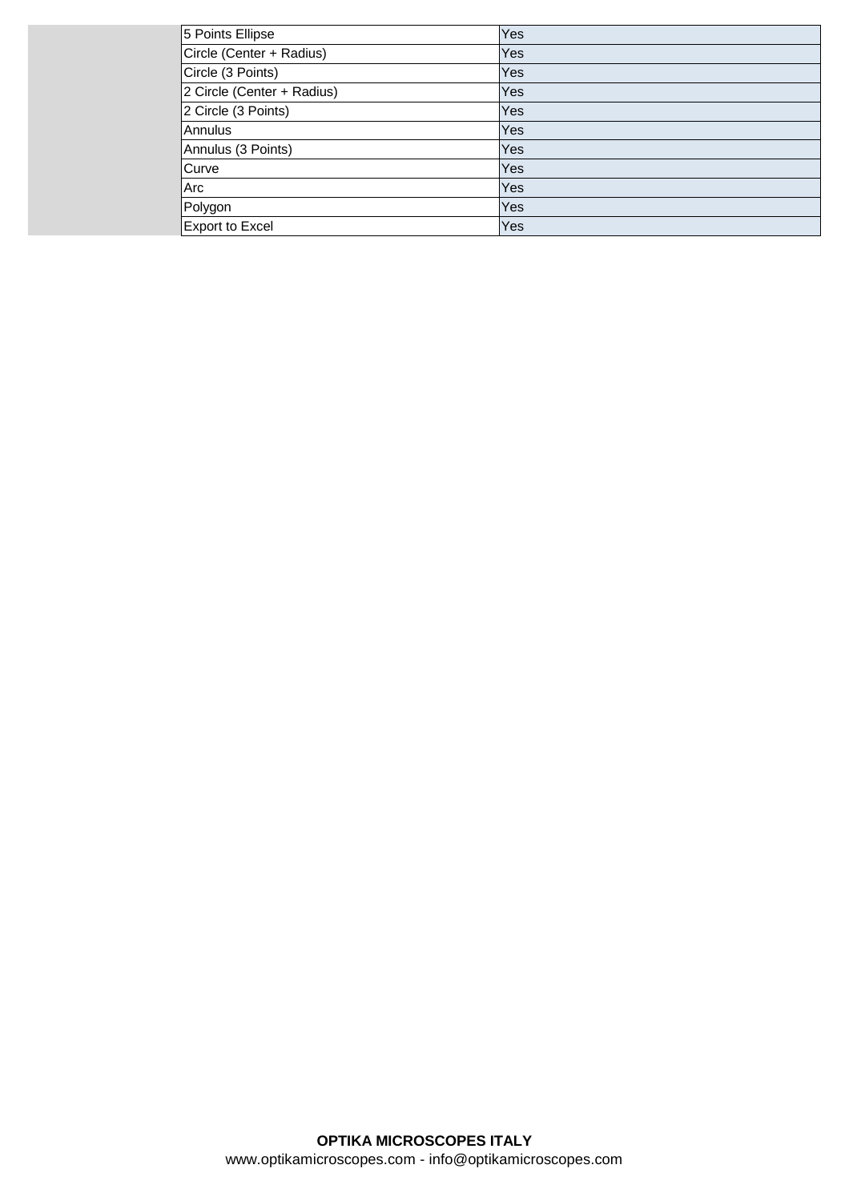| | | |
|---|---|---|
| | 5 Points Ellipse | Yes |
| | Circle (Center + Radius) | Yes |
| | Circle (3 Points) | Yes |
| | 2 Circle (Center + Radius) | Yes |
| | 2 Circle (3 Points) | Yes |
| | Annulus | Yes |
| | Annulus (3 Points) | Yes |
| | Curve | Yes |
| | Arc | Yes |
| | Polygon | Yes |
| | Export to Excel | Yes |

**OPTIKA MICROSCOPES ITALY**
www.optikamicroscopes.com - info@optikamicroscopes.com